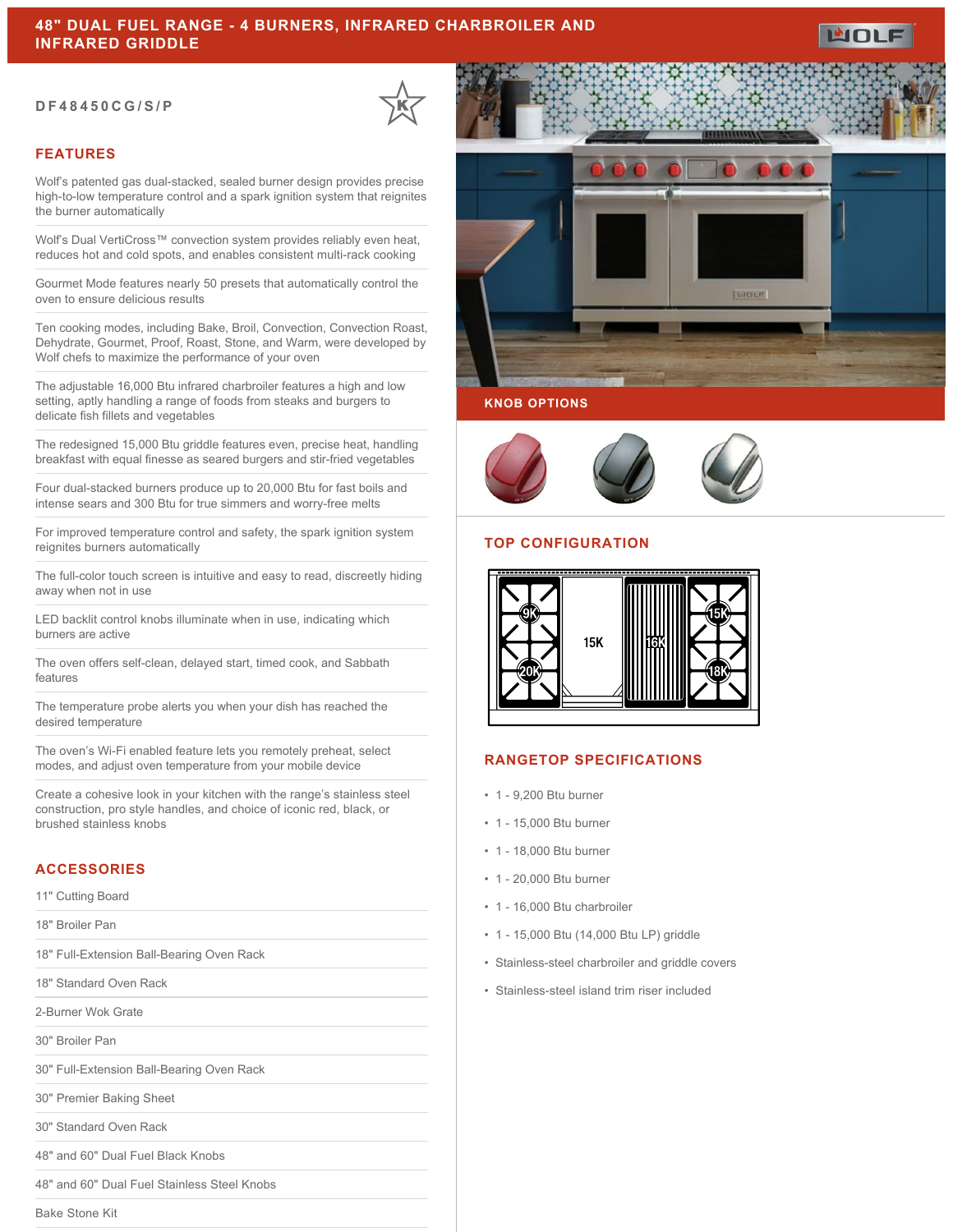# 48" DUAL FUEL RANGE - 4 BURNERS, INFRARED CHARBROILER AND INFRARED GRIDDLE

DF48450CG/S/P

## FEATURES

Wolf's patented gas dual-stacked, sealed burner design provides precise high-to-low temperature control and a spark ignition system that reignites the burner automatically

Wolf's Dual VertiCross™ convection system provides reliably even heat, reduces hot and cold spots, and enables consistent multi-rack cooking

Gourmet Mode features nearly 50 presets that automatically control the oven to ensure delicious results

Ten cooking modes, including Bake, Broil, Convection, Convection Roast, Dehydrate, Gourmet, Proof, Roast, Stone, and Warm, were developed by Wolf chefs to maximize the performance of your oven

The adjustable 16,000 Btu infrared charbroiler features a high and low setting, aptly handling a range of foods from steaks and burgers to delicate fish fillets and vegetables

The redesigned 15,000 Btu griddle features even, precise heat, handling breakfast with equal finesse as seared burgers and stir-fried vegetables

Four dual-stacked burners produce up to 20,000 Btu for fast boils and intense sears and 300 Btu for true simmers and worry-free melts

For improved temperature control and safety, the spark ignition system reignites burners automatically

The full-color touch screen is intuitive and easy to read, discreetly hiding away when not in use

LED backlit control knobs illuminate when in use, indicating which burners are active

The oven offers self-clean, delayed start, timed cook, and Sabbath features

The temperature probe alerts you when your dish has reached the desired temperature

The oven's Wi-Fi enabled feature lets you remotely preheat, select modes, and adjust oven temperature from your mobile device

Create a cohesive look in your kitchen with the range's stainless steel construction, pro style handles, and choice of iconic red, black, or brushed stainless knobs

## ACCESSORIES

11" Cutting Board

18" Broiler Pan

18" Full-Extension Ball-Bearing Oven Rack

18" Standard Oven Rack

2-Burner Wok Grate

30" Broiler Pan

30" Full-Extension Ball-Bearing Oven Rack

30" Premier Baking Sheet

30" Standard Oven Rack

48" and 60" Dual Fuel Black Knobs

48" and 60" Dual Fuel Stainless Steel Knobs

Bake Stone Kit

## KNOB OPTIONS

## TOP CONFIGURATION

9K
20K
15K
16K
15K
18K

## RANGETOP SPECIFICATIONS

- 1 - 9,200 Btu burner
- 1 - 15,000 Btu burner
- 1 - 18,000 Btu burner
- 1 - 20,000 Btu burner
- 1 - 16,000 Btu charbroiler
- 1 - 15,000 Btu (14,000 Btu LP) griddle
- Stainless-steel charbroiler and griddle covers
- Stainless-steel island trim riser included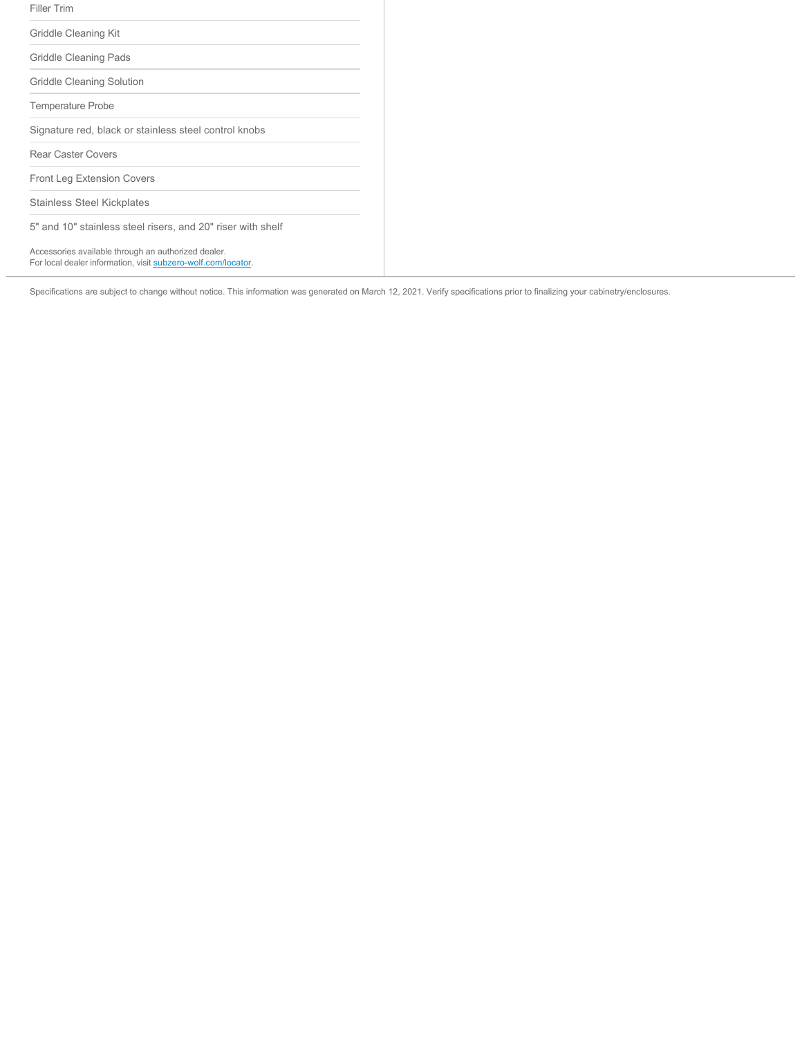Filler Trim

Griddle Cleaning Kit

Griddle Cleaning Pads

Griddle Cleaning Solution

Temperature Probe

Signature red, black or stainless steel control knobs

Rear Caster Covers

Front Leg Extension Covers

Stainless Steel Kickplates

5" and 10" stainless steel risers, and 20" riser with shelf

Accessories available through an authorized dealer.
For local dealer information, visit subzero-wolf.com/locator.

Specifications are subject to change without notice. This information was generated on March 12, 2021. Verify specifications prior to finalizing your cabinetry/enclosures.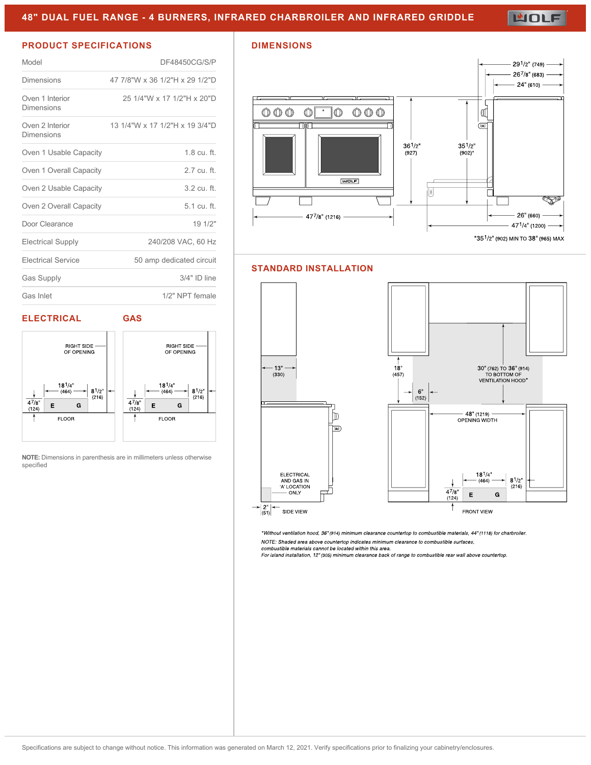# 48" DUAL FUEL RANGE - 4 BURNERS, INFRARED CHARBROILER AND INFRARED GRIDDLE

## PRODUCT SPECIFICATIONS

| | |
|---|---|
| Model | DF48450CG/S/P |
| Dimensions | 47 7/8"W x 36 1/2"H x 29 1/2"D |
| Oven 1 Interior Dimensions | 25 1/4"W x 17 1/2"H x 20"D |
| Oven 2 Interior Dimensions | 13 1/4"W x 17 1/2"H x 19 3/4"D |
| Oven 1 Usable Capacity | 1.8 cu. ft. |
| Oven 1 Overall Capacity | 2.7 cu. ft. |
| Oven 2 Usable Capacity | 3.2 cu. ft. |
| Oven 2 Overall Capacity | 5.1 cu. ft. |
| Door Clearance | 19 1/2" |
| Electrical Supply | 240/208 VAC, 60 Hz |
| Electrical Service | 50 amp dedicated circuit |
| Gas Supply | 3/4" ID line |
| Gas Inlet | 1/2" NPT female |

## ELECTRICAL

RIGHT SIDE OF OPENING

18 1/4" (464)

8 1/2" (216)

4 7/8" (124)

E G

FLOOR

## GAS

RIGHT SIDE OF OPENING

18 1/4" (464)

8 1/2" (216)

4 7/8" (124)

E G

FLOOR

**NOTE:** Dimensions in parenthesis are in millimeters unless otherwise specified

## DIMENSIONS

29 1/2" (749)

26 7/8" (683)

24" (610)

36 1/2" (927)

35 1/2" (902)*

47 7/8" (1216)

26" (660)

47 1/4" (1200)

*35 1/2" (902) MIN TO 38" (965) MAX

## STANDARD INSTALLATION

13" (330)

ELECTRICAL AND GAS IN 'A' LOCATION ONLY

2" (51)

SIDE VIEW

18" (457)

6" (152)

30" (762) TO 36" (914) TO BOTTOM OF VENTILATION HOOD*

48" (1219) OPENING WIDTH

18 1/4" (464)

8 1/2" (216)

4 7/8" (124)

E G

FRONT VIEW

*\*Without ventilation hood, 36" (914) minimum clearance countertop to combustible materials, 44" (1118) for charbroiler.*

*NOTE: Shaded area above countertop indicates minimum clearance to combustible surfaces, combustible materials cannot be located within this area.*

*For island installation, 12" (305) minimum clearance back of range to combustible rear wall above countertop.*

Specifications are subject to change without notice. This information was generated on March 12, 2021. Verify specifications prior to finalizing your cabinetry/enclosures.